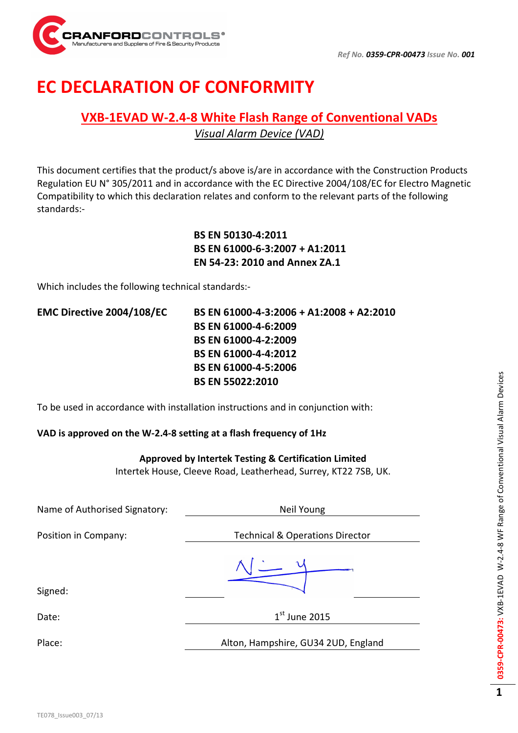CRANFORDCONTROLS®
Manufacturers and Suppliers of Fire & Security Products

*Ref No.* ***0359-CPR-00473*** *Issue No.* ***001***

# EC DECLARATION OF CONFORMITY

## VXB-1EVAD W-2.4-8 White Flash Range of Conventional VADs

*Visual Alarm Device (VAD)*

This document certifies that the product/s above is/are in accordance with the Construction Products Regulation EU N° 305/2011 and in accordance with the EC Directive 2004/108/EC for Electro Magnetic Compatibility to which this declaration relates and conform to the relevant parts of the following standards:-

**BS EN 50130-4:2011**
**BS EN 61000-6-3:2007 + A1:2011**
**EN 54-23: 2010 and Annex ZA.1**

Which includes the following technical standards:-

| | |
|---|---|
| **EMC Directive 2004/108/EC** | **BS EN 61000-4-3:2006 + A1:2008 + A2:2010** |
| | **BS EN 61000-4-6:2009** |
| | **BS EN 61000-4-2:2009** |
| | **BS EN 61000-4-4:2012** |
| | **BS EN 61000-4-5:2006** |
| | **BS EN 55022:2010** |

To be used in accordance with installation instructions and in conjunction with:

**VAD is approved on the W-2.4-8 setting at a flash frequency of 1Hz**

**Approved by Intertek Testing & Certification Limited**
Intertek House, Cleeve Road, Leatherhead, Surrey, KT22 7SB, UK.

| | |
|---|---|
| Name of Authorised Signatory: | Neil Young |
| Position in Company: | Technical & Operations Director |
| Signed: | |
| Date: | 1st June 2015 |
| Place: | Alton, Hampshire, GU34 2UD, England |

**0359-CPR-00473:** VXB-1EVAD W-2.4-8 WF Range of Conventional Visual Alarm Devices

TE078_Issue003_07/13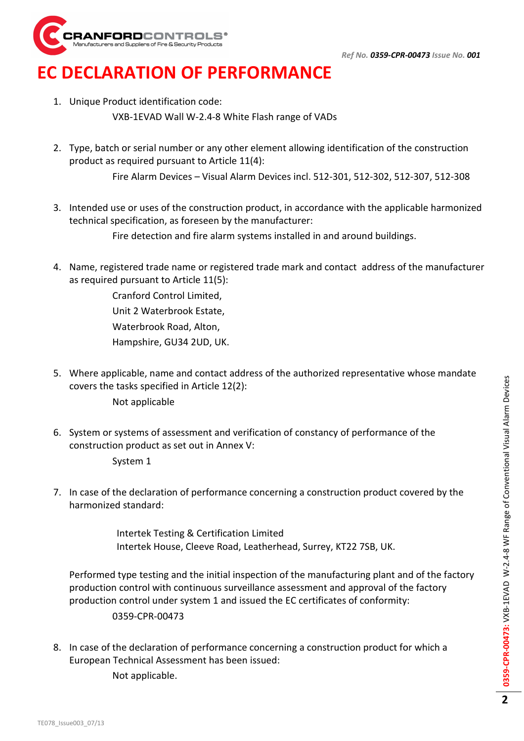*Ref No.* ***0359-CPR-00473*** *Issue No.* ***001***

# EC DECLARATION OF PERFORMANCE

1. Unique Product identification code:

   VXB-1EVAD Wall W-2.4-8 White Flash range of VADs

2. Type, batch or serial number or any other element allowing identification of the construction product as required pursuant to Article 11(4):

   Fire Alarm Devices – Visual Alarm Devices incl. 512-301, 512-302, 512-307, 512-308

3. Intended use or uses of the construction product, in accordance with the applicable harmonized technical specification, as foreseen by the manufacturer:

   Fire detection and fire alarm systems installed in and around buildings.

4. Name, registered trade name or registered trade mark and contact address of the manufacturer as required pursuant to Article 11(5):

   Cranford Control Limited,
   Unit 2 Waterbrook Estate,
   Waterbrook Road, Alton,
   Hampshire, GU34 2UD, UK.

5. Where applicable, name and contact address of the authorized representative whose mandate covers the tasks specified in Article 12(2):

   Not applicable

6. System or systems of assessment and verification of constancy of performance of the construction product as set out in Annex V:

   System 1

7. In case of the declaration of performance concerning a construction product covered by the harmonized standard:

   Intertek Testing & Certification Limited
   Intertek House, Cleeve Road, Leatherhead, Surrey, KT22 7SB, UK.

   Performed type testing and the initial inspection of the manufacturing plant and of the factory production control with continuous surveillance assessment and approval of the factory production control under system 1 and issued the EC certificates of conformity:

   0359-CPR-00473

8. In case of the declaration of performance concerning a construction product for which a European Technical Assessment has been issued:

   Not applicable.

TE078_Issue003_07/13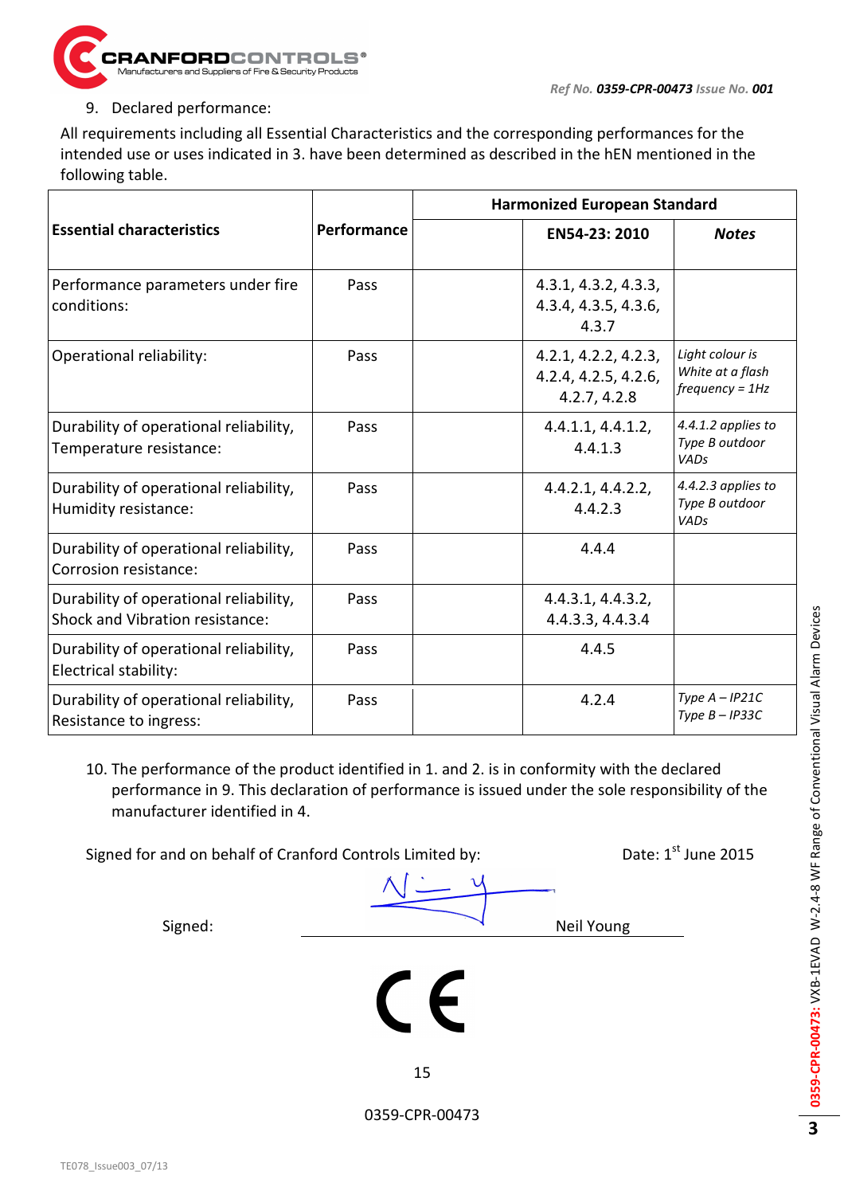9. Declared performance:

All requirements including all Essential Characteristics and the corresponding performances for the intended use or uses indicated in 3. have been determined as described in the hEN mentioned in the following table.

| Essential characteristics | Performance | Harmonized European Standard | | |
|---|---|---|---|---|
| | | | EN54-23: 2010 | *Notes* |
| Performance parameters under fire conditions: | Pass | | 4.3.1, 4.3.2, 4.3.3, 4.3.4, 4.3.5, 4.3.6, 4.3.7 | |
| Operational reliability: | Pass | | 4.2.1, 4.2.2, 4.2.3, 4.2.4, 4.2.5, 4.2.6, 4.2.7, 4.2.8 | *Light colour is White at a flash frequency = 1Hz* |
| Durability of operational reliability, Temperature resistance: | Pass | | 4.4.1.1, 4.4.1.2, 4.4.1.3 | *4.4.1.2 applies to Type B outdoor VADs* |
| Durability of operational reliability, Humidity resistance: | Pass | | 4.4.2.1, 4.4.2.2, 4.4.2.3 | *4.4.2.3 applies to Type B outdoor VADs* |
| Durability of operational reliability, Corrosion resistance: | Pass | | 4.4.4 | |
| Durability of operational reliability, Shock and Vibration resistance: | Pass | | 4.4.3.1, 4.4.3.2, 4.4.3.3, 4.4.3.4 | |
| Durability of operational reliability, Electrical stability: | Pass | | 4.4.5 | |
| Durability of operational reliability, Resistance to ingress: | Pass | | 4.2.4 | *Type A – IP21C* *Type B – IP33C* |

10. The performance of the product identified in 1. and 2. is in conformity with the declared performance in 9. This declaration of performance is issued under the sole responsibility of the manufacturer identified in 4.

Signed for and on behalf of Cranford Controls Limited by: Date: 1st June 2015

Signed: Neil Young

CE

15

0359-CPR-00473

0359-CPR-00473: VXB-1EVAD W-2.4-8 WF Range of Conventional Visual Alarm Devices